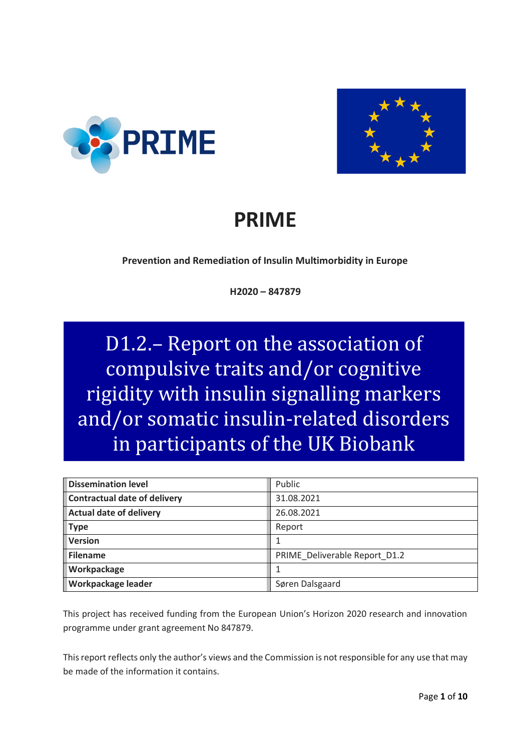# PRIME

**Prevention and Remediation of Insulin Multimorbidity in Europe**

**H2020 – 847879**

## D1.2.– Report on the association of compulsive traits and/or cognitive rigidity with insulin signalling markers and/or somatic insulin-related disorders in participants of the UK Biobank

| | |
|---|---|
| **Dissemination level** | Public |
| **Contractual date of delivery** | 31.08.2021 |
| **Actual date of delivery** | 26.08.2021 |
| **Type** | Report |
| **Version** | 1 |
| **Filename** | PRIME_Deliverable Report_D1.2 |
| **Workpackage** | 1 |
| **Workpackage leader** | Søren Dalsgaard |

This project has received funding from the European Union's Horizon 2020 research and innovation programme under grant agreement No 847879.

This report reflects only the author's views and the Commission is not responsible for any use that may be made of the information it contains.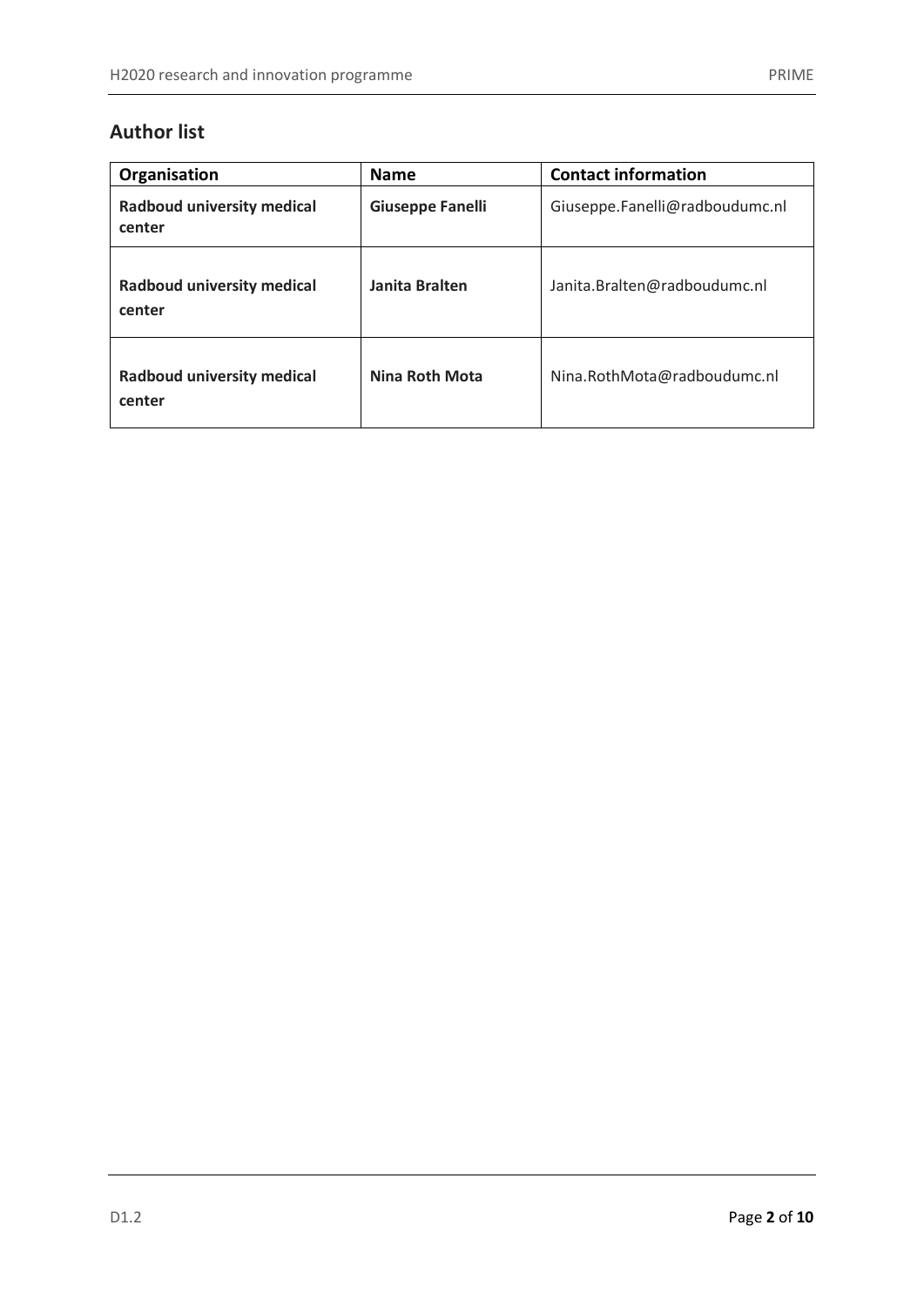## Author list

| Organisation | Name | Contact information |
|---|---|---|
| **Radboud university medical center** | **Giuseppe Fanelli** | Giuseppe.Fanelli@radboudumc.nl |
| **Radboud university medical center** | **Janita Bralten** | Janita.Bralten@radboudumc.nl |
| **Radboud university medical center** | **Nina Roth Mota** | Nina.RothMota@radboudumc.nl |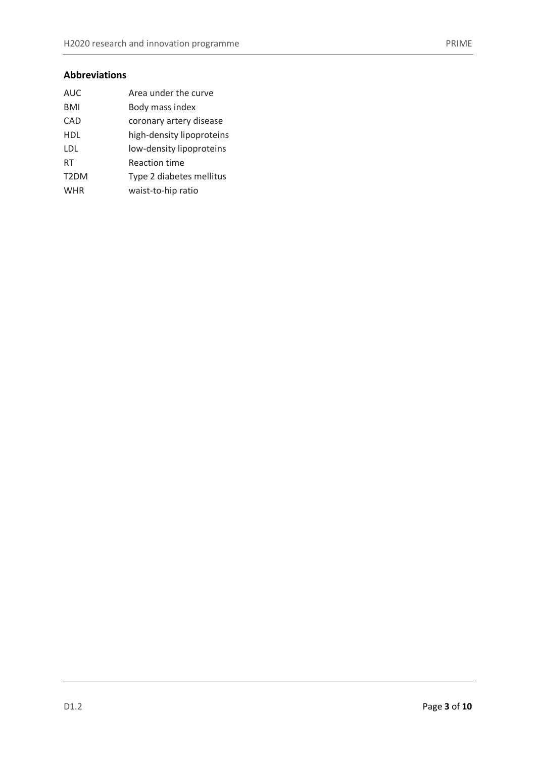## Abbreviations

| | |
|---|---|
| AUC | Area under the curve |
| BMI | Body mass index |
| CAD | coronary artery disease |
| HDL | high-density lipoproteins |
| LDL | low-density lipoproteins |
| RT | Reaction time |
| T2DM | Type 2 diabetes mellitus |
| WHR | waist-to-hip ratio |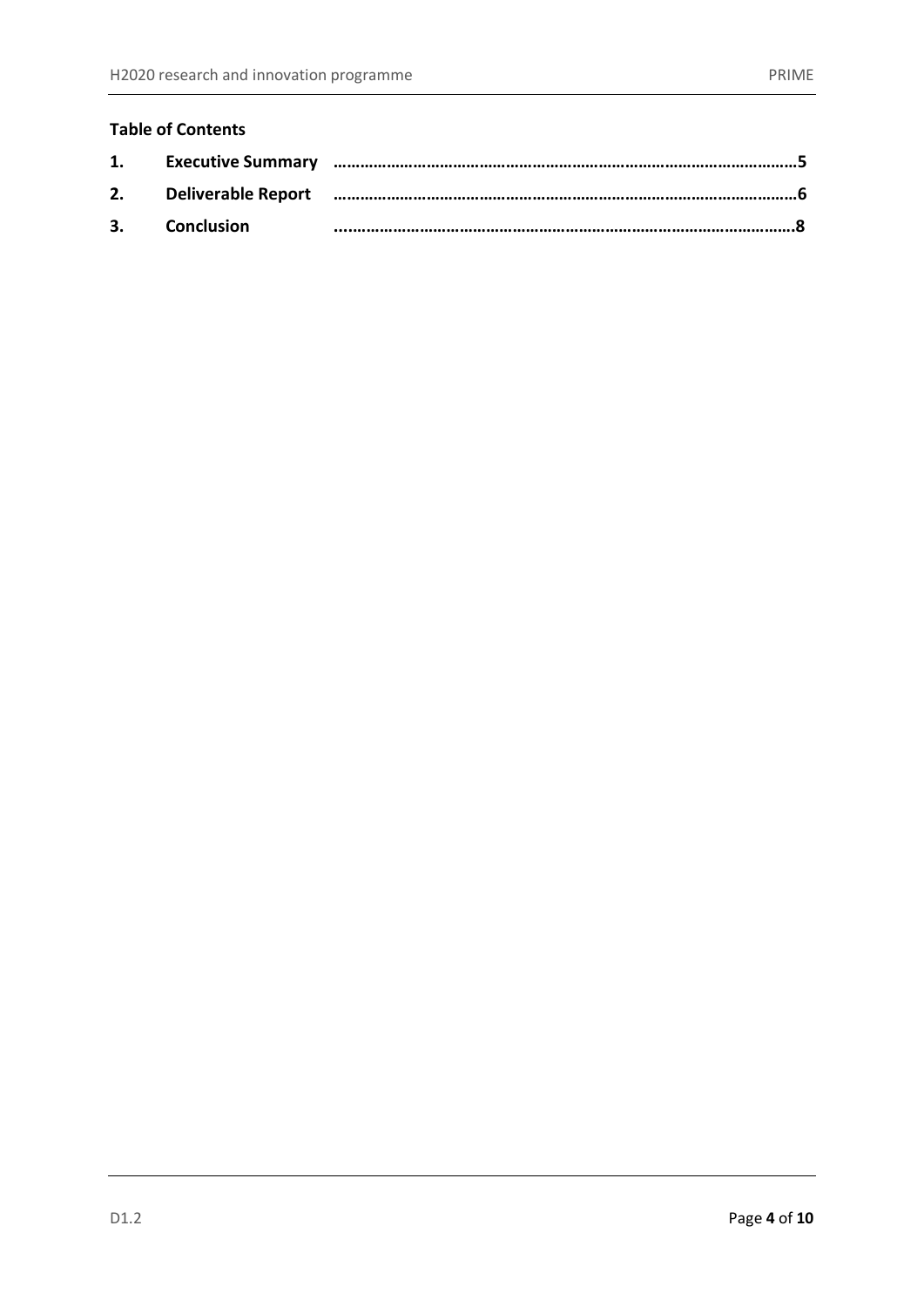**Table of Contents**

| | | |
|---|---|---|
| **1.** | **Executive Summary** | **5** |
| **2.** | **Deliverable Report** | **6** |
| **3.** | **Conclusion** | **8** |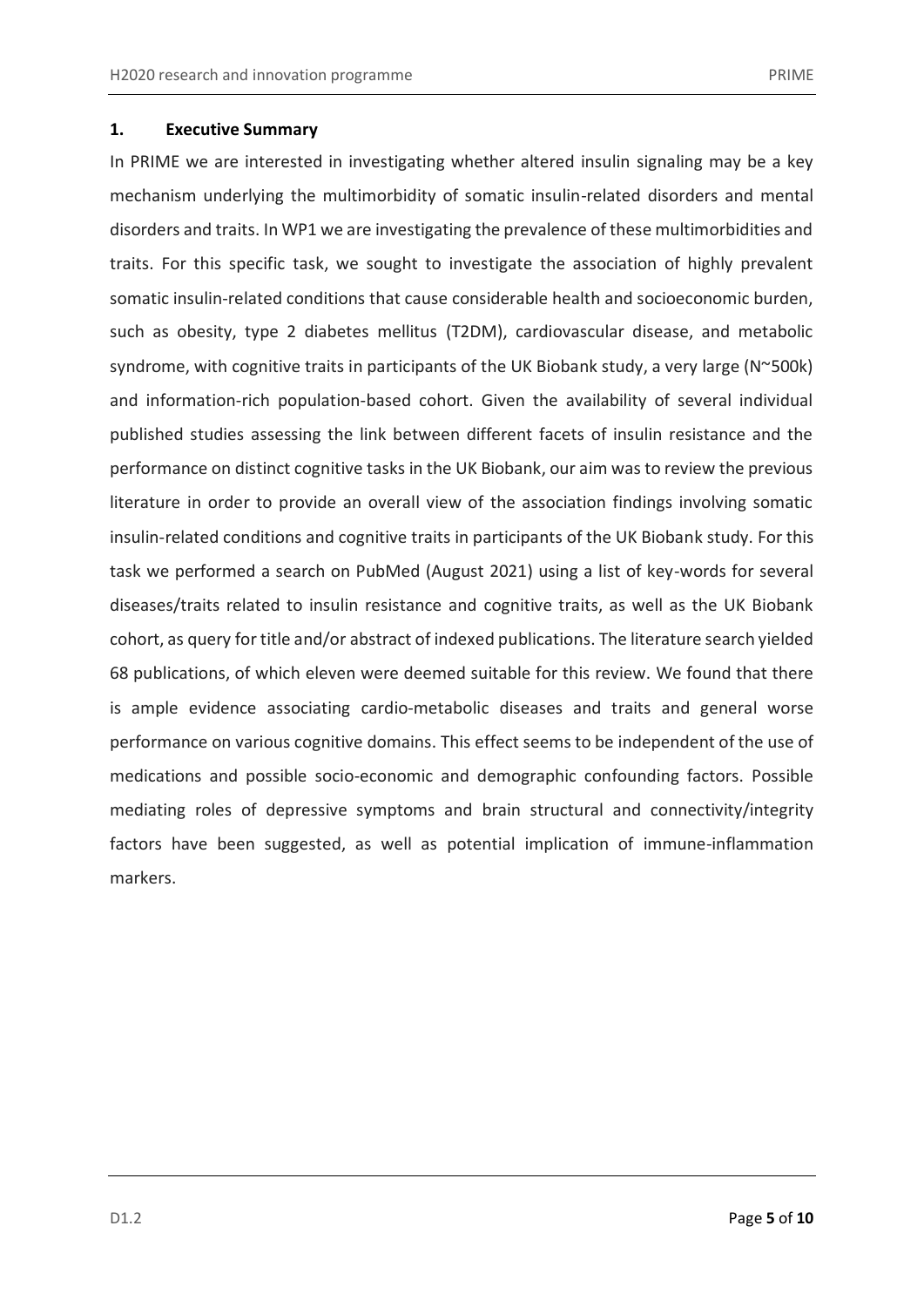## 1. Executive Summary

In PRIME we are interested in investigating whether altered insulin signaling may be a key mechanism underlying the multimorbidity of somatic insulin-related disorders and mental disorders and traits. In WP1 we are investigating the prevalence of these multimorbidities and traits. For this specific task, we sought to investigate the association of highly prevalent somatic insulin-related conditions that cause considerable health and socioeconomic burden, such as obesity, type 2 diabetes mellitus (T2DM), cardiovascular disease, and metabolic syndrome, with cognitive traits in participants of the UK Biobank study, a very large (N~500k) and information-rich population-based cohort. Given the availability of several individual published studies assessing the link between different facets of insulin resistance and the performance on distinct cognitive tasks in the UK Biobank, our aim was to review the previous literature in order to provide an overall view of the association findings involving somatic insulin-related conditions and cognitive traits in participants of the UK Biobank study. For this task we performed a search on PubMed (August 2021) using a list of key-words for several diseases/traits related to insulin resistance and cognitive traits, as well as the UK Biobank cohort, as query for title and/or abstract of indexed publications. The literature search yielded 68 publications, of which eleven were deemed suitable for this review. We found that there is ample evidence associating cardio-metabolic diseases and traits and general worse performance on various cognitive domains. This effect seems to be independent of the use of medications and possible socio-economic and demographic confounding factors. Possible mediating roles of depressive symptoms and brain structural and connectivity/integrity factors have been suggested, as well as potential implication of immune-inflammation markers.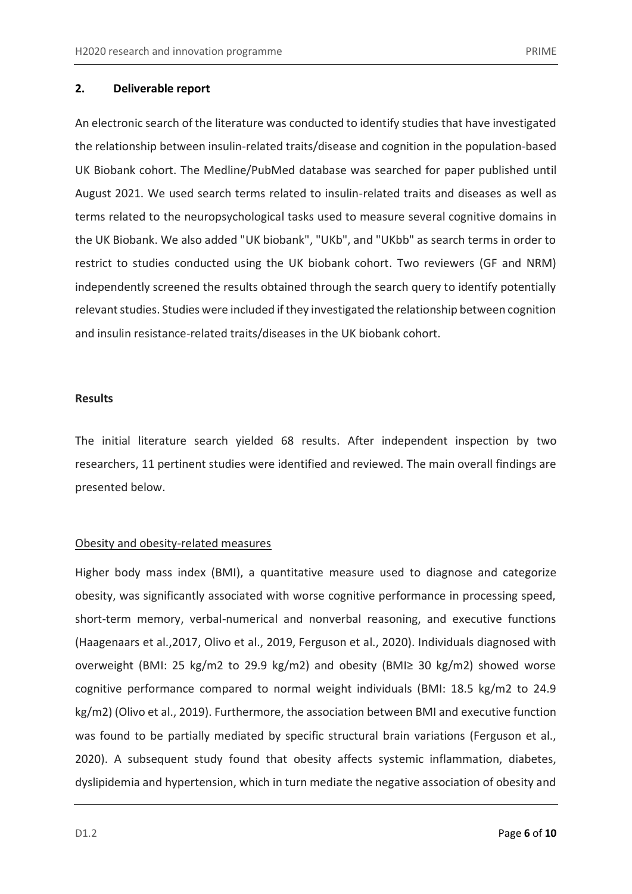## 2. Deliverable report

An electronic search of the literature was conducted to identify studies that have investigated the relationship between insulin-related traits/disease and cognition in the population-based UK Biobank cohort. The Medline/PubMed database was searched for paper published until August 2021. We used search terms related to insulin-related traits and diseases as well as terms related to the neuropsychological tasks used to measure several cognitive domains in the UK Biobank. We also added "UK biobank", "UKb", and "UKbb" as search terms in order to restrict to studies conducted using the UK biobank cohort. Two reviewers (GF and NRM) independently screened the results obtained through the search query to identify potentially relevant studies. Studies were included if they investigated the relationship between cognition and insulin resistance-related traits/diseases in the UK biobank cohort.

**Results**

The initial literature search yielded 68 results. After independent inspection by two researchers, 11 pertinent studies were identified and reviewed. The main overall findings are presented below.

Obesity and obesity-related measures

Higher body mass index (BMI), a quantitative measure used to diagnose and categorize obesity, was significantly associated with worse cognitive performance in processing speed, short-term memory, verbal-numerical and nonverbal reasoning, and executive functions (Haagenaars et al.,2017, Olivo et al., 2019, Ferguson et al., 2020). Individuals diagnosed with overweight (BMI: 25 kg/m2 to 29.9 kg/m2) and obesity (BMI≥ 30 kg/m2) showed worse cognitive performance compared to normal weight individuals (BMI: 18.5 kg/m2 to 24.9 kg/m2) (Olivo et al., 2019). Furthermore, the association between BMI and executive function was found to be partially mediated by specific structural brain variations (Ferguson et al., 2020). A subsequent study found that obesity affects systemic inflammation, diabetes, dyslipidemia and hypertension, which in turn mediate the negative association of obesity and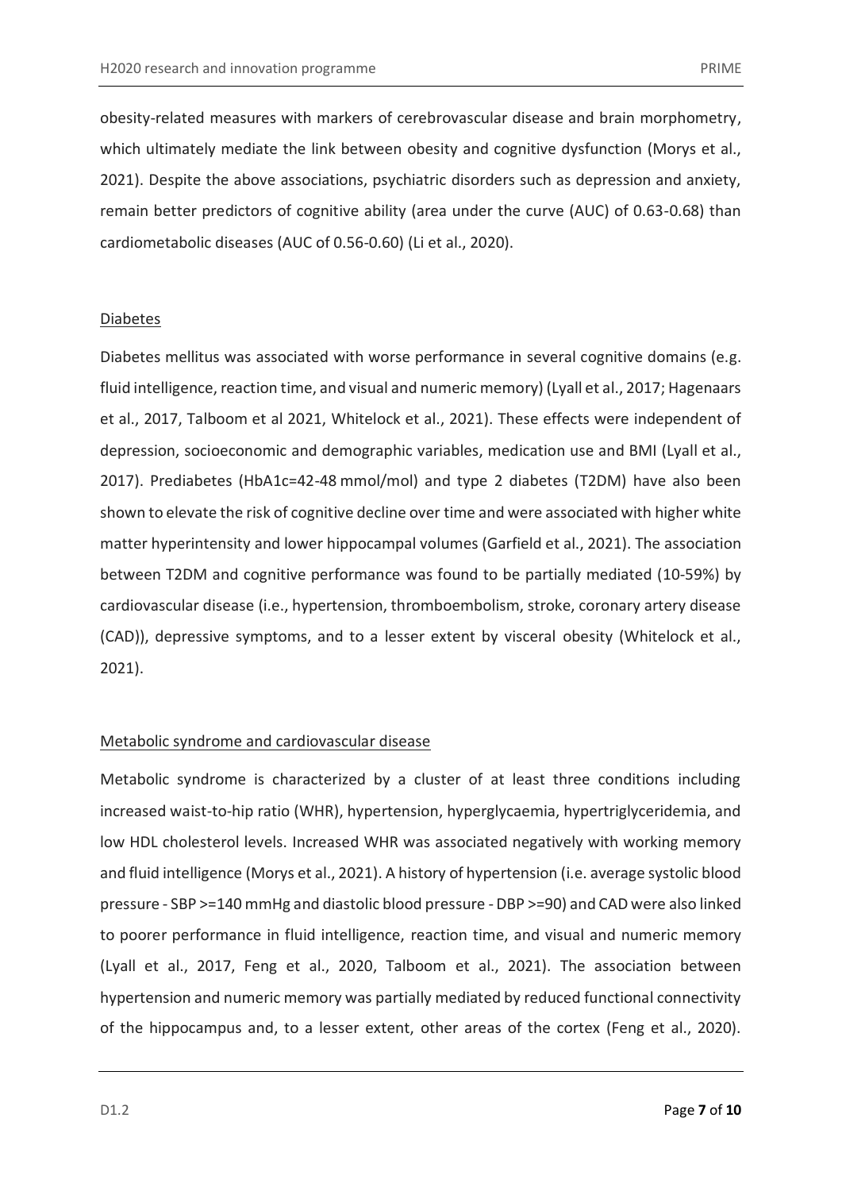obesity-related measures with markers of cerebrovascular disease and brain morphometry, which ultimately mediate the link between obesity and cognitive dysfunction (Morys et al., 2021). Despite the above associations, psychiatric disorders such as depression and anxiety, remain better predictors of cognitive ability (area under the curve (AUC) of 0.63-0.68) than cardiometabolic diseases (AUC of 0.56-0.60) (Li et al., 2020).

## Diabetes

Diabetes mellitus was associated with worse performance in several cognitive domains (e.g. fluid intelligence, reaction time, and visual and numeric memory) (Lyall et al., 2017; Hagenaars et al., 2017, Talboom et al 2021, Whitelock et al., 2021). These effects were independent of depression, socioeconomic and demographic variables, medication use and BMI (Lyall et al., 2017). Prediabetes (HbA1c=42-48 mmol/mol) and type 2 diabetes (T2DM) have also been shown to elevate the risk of cognitive decline over time and were associated with higher white matter hyperintensity and lower hippocampal volumes (Garfield et al., 2021). The association between T2DM and cognitive performance was found to be partially mediated (10-59%) by cardiovascular disease (i.e., hypertension, thromboembolism, stroke, coronary artery disease (CAD)), depressive symptoms, and to a lesser extent by visceral obesity (Whitelock et al., 2021).

## Metabolic syndrome and cardiovascular disease

Metabolic syndrome is characterized by a cluster of at least three conditions including increased waist-to-hip ratio (WHR), hypertension, hyperglycaemia, hypertriglyceridemia, and low HDL cholesterol levels. Increased WHR was associated negatively with working memory and fluid intelligence (Morys et al., 2021). A history of hypertension (i.e. average systolic blood pressure - SBP >=140 mmHg and diastolic blood pressure - DBP >=90) and CAD were also linked to poorer performance in fluid intelligence, reaction time, and visual and numeric memory (Lyall et al., 2017, Feng et al., 2020, Talboom et al., 2021). The association between hypertension and numeric memory was partially mediated by reduced functional connectivity of the hippocampus and, to a lesser extent, other areas of the cortex (Feng et al., 2020).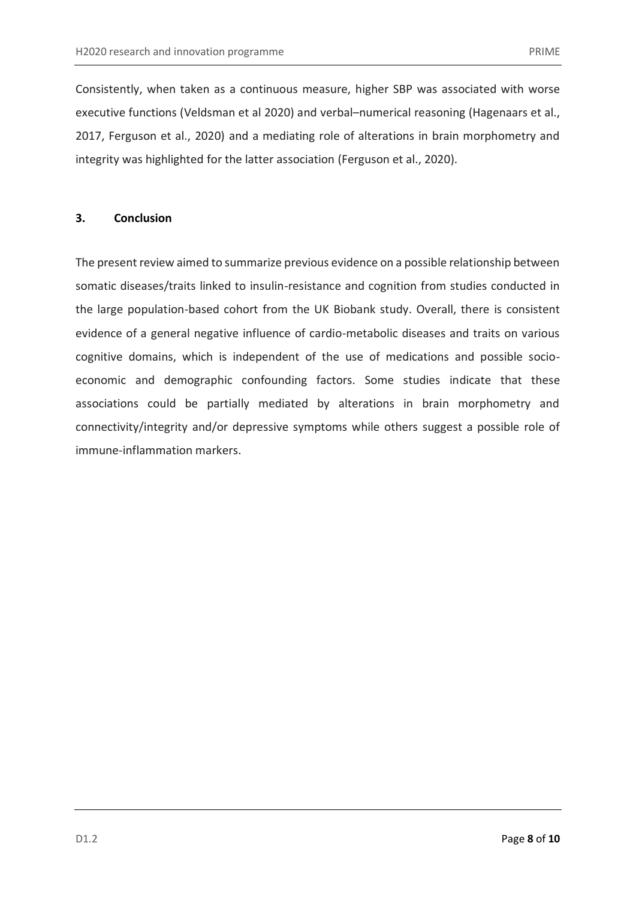Consistently, when taken as a continuous measure, higher SBP was associated with worse executive functions (Veldsman et al 2020) and verbal–numerical reasoning (Hagenaars et al., 2017, Ferguson et al., 2020) and a mediating role of alterations in brain morphometry and integrity was highlighted for the latter association (Ferguson et al., 2020).

## 3. Conclusion

The present review aimed to summarize previous evidence on a possible relationship between somatic diseases/traits linked to insulin-resistance and cognition from studies conducted in the large population-based cohort from the UK Biobank study. Overall, there is consistent evidence of a general negative influence of cardio-metabolic diseases and traits on various cognitive domains, which is independent of the use of medications and possible socio-economic and demographic confounding factors. Some studies indicate that these associations could be partially mediated by alterations in brain morphometry and connectivity/integrity and/or depressive symptoms while others suggest a possible role of immune-inflammation markers.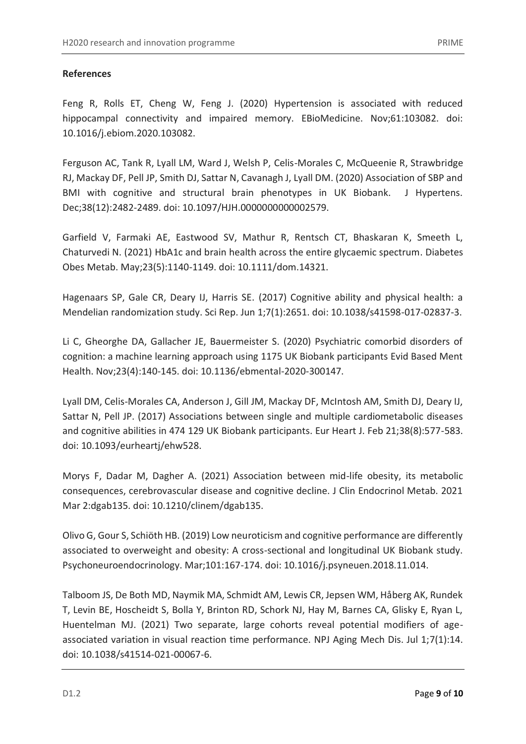**References**

Feng R, Rolls ET, Cheng W, Feng J. (2020) Hypertension is associated with reduced hippocampal connectivity and impaired memory. EBioMedicine. Nov;61:103082. doi: 10.1016/j.ebiom.2020.103082.

Ferguson AC, Tank R, Lyall LM, Ward J, Welsh P, Celis-Morales C, McQueenie R, Strawbridge RJ, Mackay DF, Pell JP, Smith DJ, Sattar N, Cavanagh J, Lyall DM. (2020) Association of SBP and BMI with cognitive and structural brain phenotypes in UK Biobank. J Hypertens. Dec;38(12):2482-2489. doi: 10.1097/HJH.0000000000002579.

Garfield V, Farmaki AE, Eastwood SV, Mathur R, Rentsch CT, Bhaskaran K, Smeeth L, Chaturvedi N. (2021) HbA1c and brain health across the entire glycaemic spectrum. Diabetes Obes Metab. May;23(5):1140-1149. doi: 10.1111/dom.14321.

Hagenaars SP, Gale CR, Deary IJ, Harris SE. (2017) Cognitive ability and physical health: a Mendelian randomization study. Sci Rep. Jun 1;7(1):2651. doi: 10.1038/s41598-017-02837-3.

Li C, Gheorghe DA, Gallacher JE, Bauermeister S. (2020) Psychiatric comorbid disorders of cognition: a machine learning approach using 1175 UK Biobank participants Evid Based Ment Health. Nov;23(4):140-145. doi: 10.1136/ebmental-2020-300147.

Lyall DM, Celis-Morales CA, Anderson J, Gill JM, Mackay DF, McIntosh AM, Smith DJ, Deary IJ, Sattar N, Pell JP. (2017) Associations between single and multiple cardiometabolic diseases and cognitive abilities in 474 129 UK Biobank participants. Eur Heart J. Feb 21;38(8):577-583. doi: 10.1093/eurheartj/ehw528.

Morys F, Dadar M, Dagher A. (2021) Association between mid-life obesity, its metabolic consequences, cerebrovascular disease and cognitive decline. J Clin Endocrinol Metab. 2021 Mar 2:dgab135. doi: 10.1210/clinem/dgab135.

Olivo G, Gour S, Schiöth HB. (2019) Low neuroticism and cognitive performance are differently associated to overweight and obesity: A cross-sectional and longitudinal UK Biobank study. Psychoneuroendocrinology. Mar;101:167-174. doi: 10.1016/j.psyneuen.2018.11.014.

Talboom JS, De Both MD, Naymik MA, Schmidt AM, Lewis CR, Jepsen WM, Håberg AK, Rundek T, Levin BE, Hoscheidt S, Bolla Y, Brinton RD, Schork NJ, Hay M, Barnes CA, Glisky E, Ryan L, Huentelman MJ. (2021) Two separate, large cohorts reveal potential modifiers of age-associated variation in visual reaction time performance. NPJ Aging Mech Dis. Jul 1;7(1):14. doi: 10.1038/s41514-021-00067-6.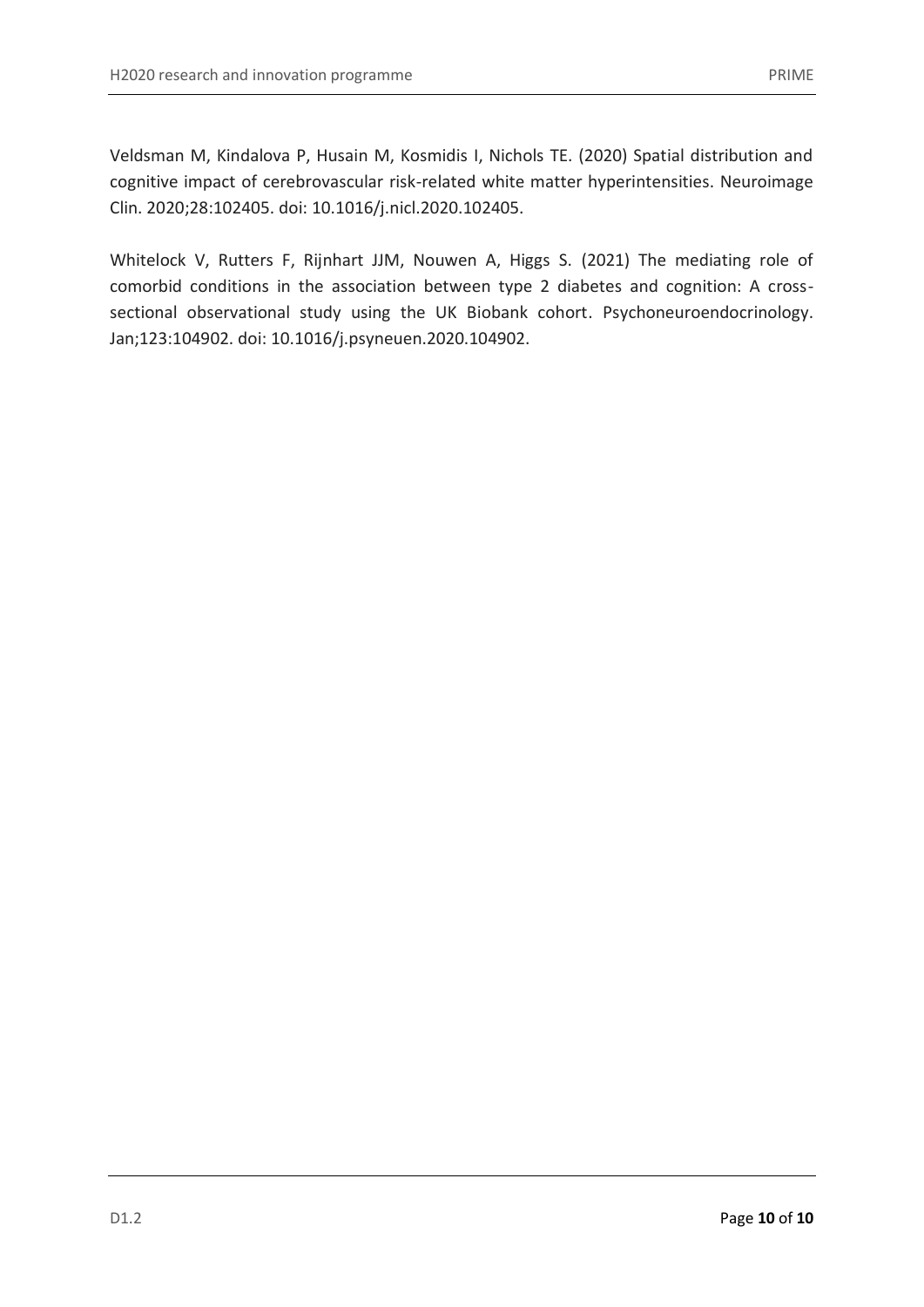Veldsman M, Kindalova P, Husain M, Kosmidis I, Nichols TE. (2020) Spatial distribution and cognitive impact of cerebrovascular risk-related white matter hyperintensities. Neuroimage Clin. 2020;28:102405. doi: 10.1016/j.nicl.2020.102405.

Whitelock V, Rutters F, Rijnhart JJM, Nouwen A, Higgs S. (2021) The mediating role of comorbid conditions in the association between type 2 diabetes and cognition: A cross-sectional observational study using the UK Biobank cohort. Psychoneuroendocrinology. Jan;123:104902. doi: 10.1016/j.psyneuen.2020.104902.